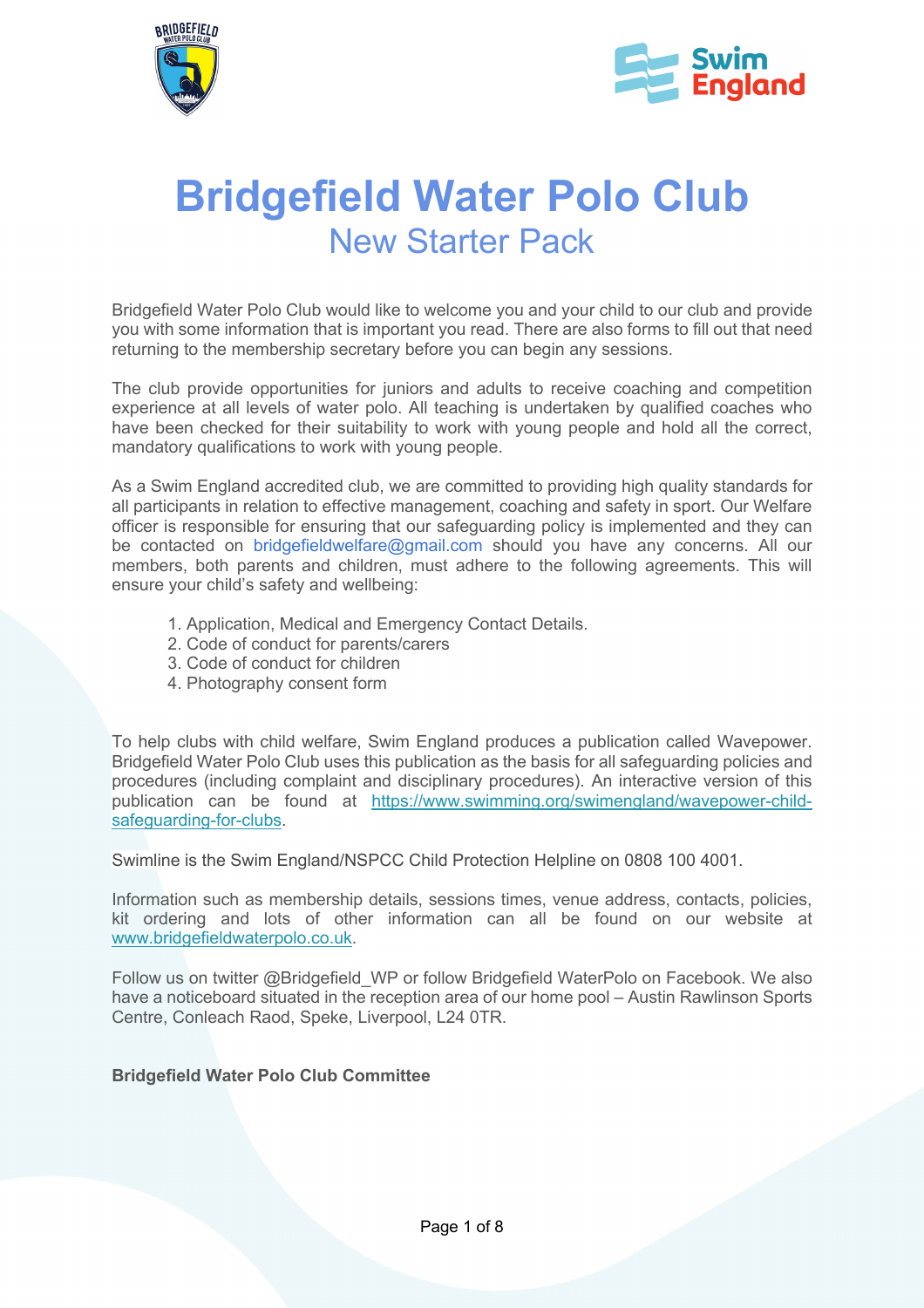# Bridgefield Water Polo Club

## New Starter Pack

Bridgefield Water Polo Club would like to welcome you and your child to our club and provide you with some information that is important you read. There are also forms to fill out that need returning to the membership secretary before you can begin any sessions.

The club provide opportunities for juniors and adults to receive coaching and competition experience at all levels of water polo. All teaching is undertaken by qualified coaches who have been checked for their suitability to work with young people and hold all the correct, mandatory qualifications to work with young people.

As a Swim England accredited club, we are committed to providing high quality standards for all participants in relation to effective management, coaching and safety in sport. Our Welfare officer is responsible for ensuring that our safeguarding policy is implemented and they can be contacted on bridgefieldwelfare@gmail.com should you have any concerns. All our members, both parents and children, must adhere to the following agreements. This will ensure your child's safety and wellbeing:

1. Application, Medical and Emergency Contact Details.
2. Code of conduct for parents/carers
3. Code of conduct for children
4. Photography consent form

To help clubs with child welfare, Swim England produces a publication called Wavepower. Bridgefield Water Polo Club uses this publication as the basis for all safeguarding policies and procedures (including complaint and disciplinary procedures). An interactive version of this publication can be found at https://www.swimming.org/swimengland/wavepower-child-safeguarding-for-clubs.

Swimline is the Swim England/NSPCC Child Protection Helpline on 0808 100 4001.

Information such as membership details, sessions times, venue address, contacts, policies, kit ordering and lots of other information can all be found on our website at www.bridgefieldwaterpolo.co.uk.

Follow us on twitter @Bridgefield_WP or follow Bridgefield WaterPolo on Facebook. We also have a noticeboard situated in the reception area of our home pool – Austin Rawlinson Sports Centre, Conleach Raod, Speke, Liverpool, L24 0TR.

**Bridgefield Water Polo Club Committee**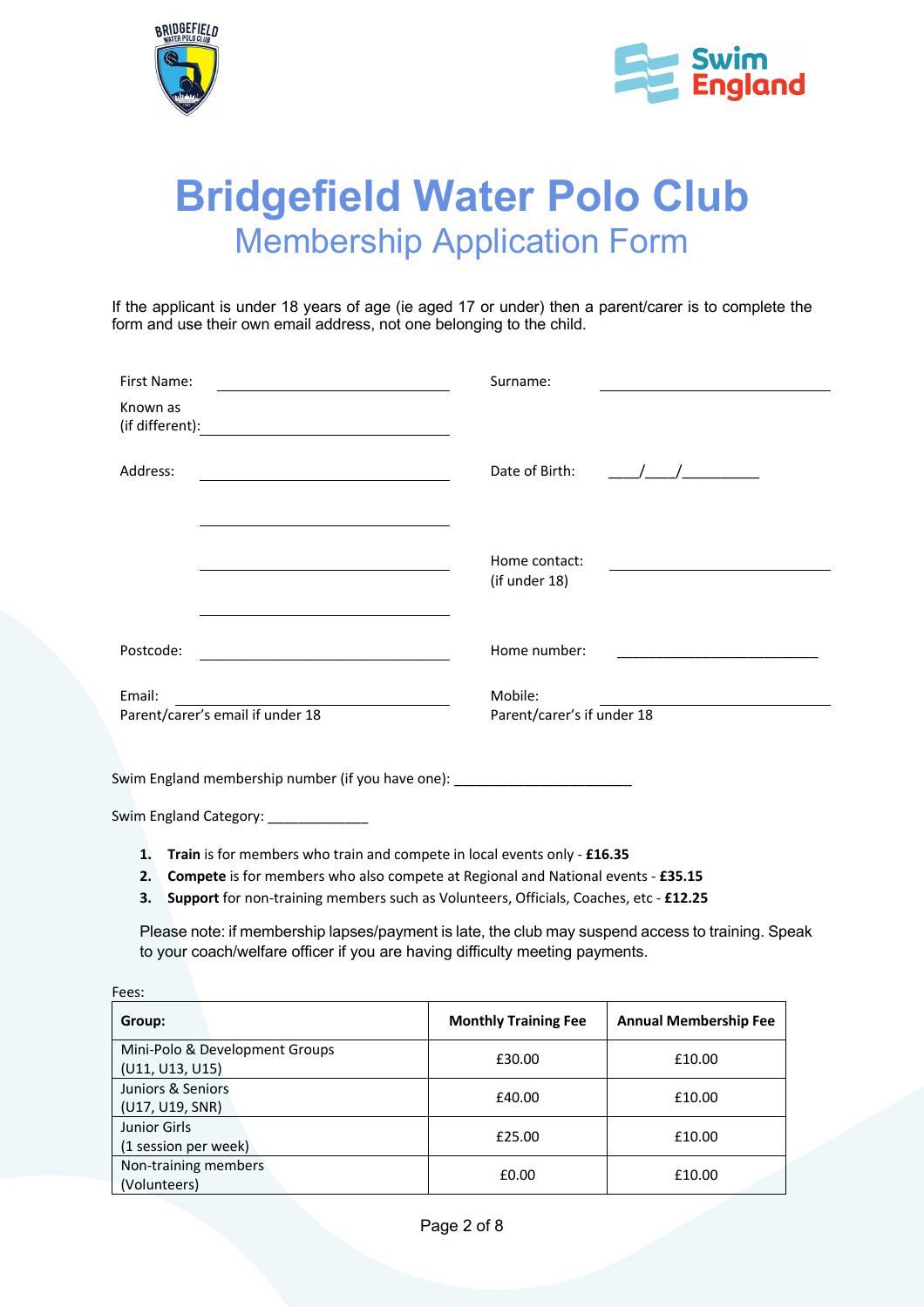# Bridgefield Water Polo Club

## Membership Application Form

If the applicant is under 18 years of age (ie aged 17 or under) then a parent/carer is to complete the form and use their own email address, not one belonging to the child.

First Name: ______________________ Surname: ______________________

Known as (if different): ______________________

Address: ______________________ Date of Birth: ____/____/_________

______________________

______________________ Home contact: (if under 18) ______________________

______________________

Postcode: ______________________ Home number: ______________________

Email: ______________________ Mobile: ______________________

Parent/carer's email if under 18 Parent/carer's if under 18

Swim England membership number (if you have one): ______________________

Swim England Category: _____________

1. **Train** is for members who train and compete in local events only - **£16.35**
2. **Compete** is for members who also compete at Regional and National events - **£35.15**
3. **Support** for non-training members such as Volunteers, Officials, Coaches, etc - **£12.25**

Please note: if membership lapses/payment is late, the club may suspend access to training. Speak to your coach/welfare officer if you are having difficulty meeting payments.

Fees:

| Group: | Monthly Training Fee | Annual Membership Fee |
|---|---|---|
| Mini-Polo & Development Groups (U11, U13, U15) | £30.00 | £10.00 |
| Juniors & Seniors (U17, U19, SNR) | £40.00 | £10.00 |
| Junior Girls (1 session per week) | £25.00 | £10.00 |
| Non-training members (Volunteers) | £0.00 | £10.00 |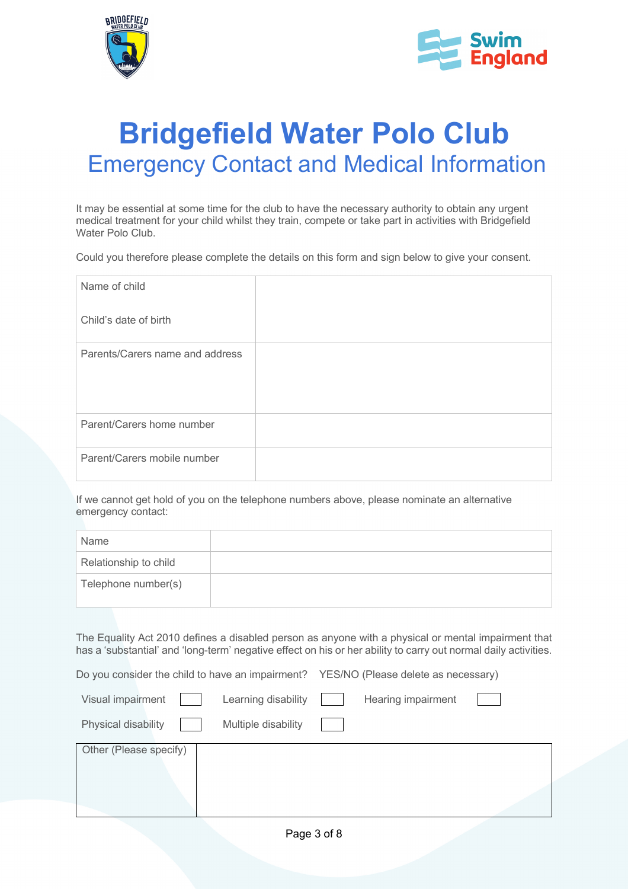# Bridgefield Water Polo Club

## Emergency Contact and Medical Information

It may be essential at some time for the club to have the necessary authority to obtain any urgent medical treatment for your child whilst they train, compete or take part in activities with Bridgefield Water Polo Club.

Could you therefore please complete the details on this form and sign below to give your consent.

| | |
|---|---|
| Name of child<br><br>Child's date of birth | |
| Parents/Carers name and address | |
| Parent/Carers home number | |
| Parent/Carers mobile number | |

If we cannot get hold of you on the telephone numbers above, please nominate an alternative emergency contact:

| | |
|---|---|
| Name | |
| Relationship to child | |
| Telephone number(s) | |

The Equality Act 2010 defines a disabled person as anyone with a physical or mental impairment that has a 'substantial' and 'long-term' negative effect on his or her ability to carry out normal daily activities.

Do you consider the child to have an impairment? YES/NO (Please delete as necessary)

Visual impairment ☐ Learning disability ☐ Hearing impairment ☐

Physical disability ☐ Multiple disability ☐

| | |
|---|---|
| Other (Please specify) | |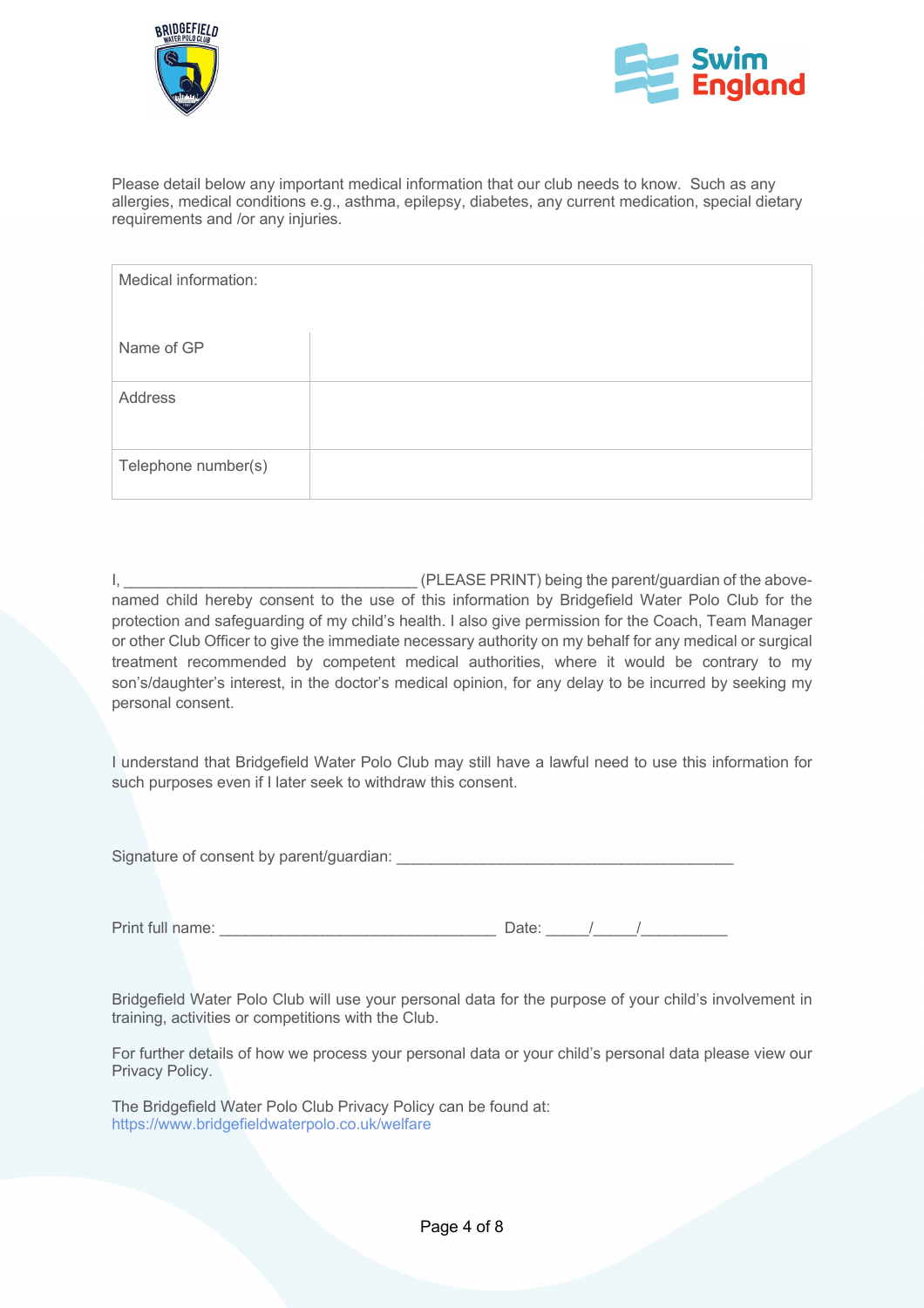Please detail below any important medical information that our club needs to know. Such as any allergies, medical conditions e.g., asthma, epilepsy, diabetes, any current medication, special dietary requirements and /or any injuries.

| Medical information: | |
|---|---|
| Name of GP | |
| Address | |
| Telephone number(s) | |

I, ___________________________________ (PLEASE PRINT) being the parent/guardian of the above-named child hereby consent to the use of this information by Bridgefield Water Polo Club for the protection and safeguarding of my child's health. I also give permission for the Coach, Team Manager or other Club Officer to give the immediate necessary authority on my behalf for any medical or surgical treatment recommended by competent medical authorities, where it would be contrary to my son's/daughter's interest, in the doctor's medical opinion, for any delay to be incurred by seeking my personal consent.

I understand that Bridgefield Water Polo Club may still have a lawful need to use this information for such purposes even if I later seek to withdraw this consent.

Signature of consent by parent/guardian: ________________________________________

Print full name: _________________________________ Date: _____/_____/__________

Bridgefield Water Polo Club will use your personal data for the purpose of your child's involvement in training, activities or competitions with the Club.

For further details of how we process your personal data or your child's personal data please view our Privacy Policy.

The Bridgefield Water Polo Club Privacy Policy can be found at:
https://www.bridgefieldwaterpolo.co.uk/welfare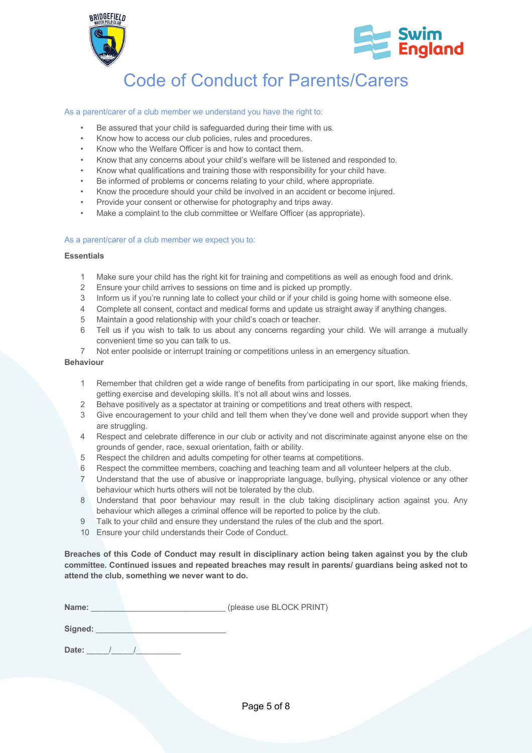# Code of Conduct for Parents/Carers

As a parent/carer of a club member we understand you have the right to:

- Be assured that your child is safeguarded during their time with us.
- Know how to access our club policies, rules and procedures.
- Know who the Welfare Officer is and how to contact them.
- Know that any concerns about your child's welfare will be listened and responded to.
- Know what qualifications and training those with responsibility for your child have.
- Be informed of problems or concerns relating to your child, where appropriate.
- Know the procedure should your child be involved in an accident or become injured.
- Provide your consent or otherwise for photography and trips away.
- Make a complaint to the club committee or Welfare Officer (as appropriate).

As a parent/carer of a club member we expect you to:

**Essentials**

1. Make sure your child has the right kit for training and competitions as well as enough food and drink.
2. Ensure your child arrives to sessions on time and is picked up promptly.
3. Inform us if you're running late to collect your child or if your child is going home with someone else.
4. Complete all consent, contact and medical forms and update us straight away if anything changes.
5. Maintain a good relationship with your child's coach or teacher.
6. Tell us if you wish to talk to us about any concerns regarding your child. We will arrange a mutually convenient time so you can talk to us.
7. Not enter poolside or interrupt training or competitions unless in an emergency situation.

**Behaviour**

1. Remember that children get a wide range of benefits from participating in our sport, like making friends, getting exercise and developing skills. It's not all about wins and losses.
2. Behave positively as a spectator at training or competitions and treat others with respect.
3. Give encouragement to your child and tell them when they've done well and provide support when they are struggling.
4. Respect and celebrate difference in our club or activity and not discriminate against anyone else on the grounds of gender, race, sexual orientation, faith or ability.
5. Respect the children and adults competing for other teams at competitions.
6. Respect the committee members, coaching and teaching team and all volunteer helpers at the club.
7. Understand that the use of abusive or inappropriate language, bullying, physical violence or any other behaviour which hurts others will not be tolerated by the club.
8. Understand that poor behaviour may result in the club taking disciplinary action against you. Any behaviour which alleges a criminal offence will be reported to police by the club.
9. Talk to your child and ensure they understand the rules of the club and the sport.
10. Ensure your child understands their Code of Conduct.

**Breaches of this Code of Conduct may result in disciplinary action being taken against you by the club committee. Continued issues and repeated breaches may result in parents/ guardians being asked not to attend the club, something we never want to do.**

**Name:** ______________________________ (please use BLOCK PRINT)

**Signed:** ______________________________

**Date:** _____/_____/__________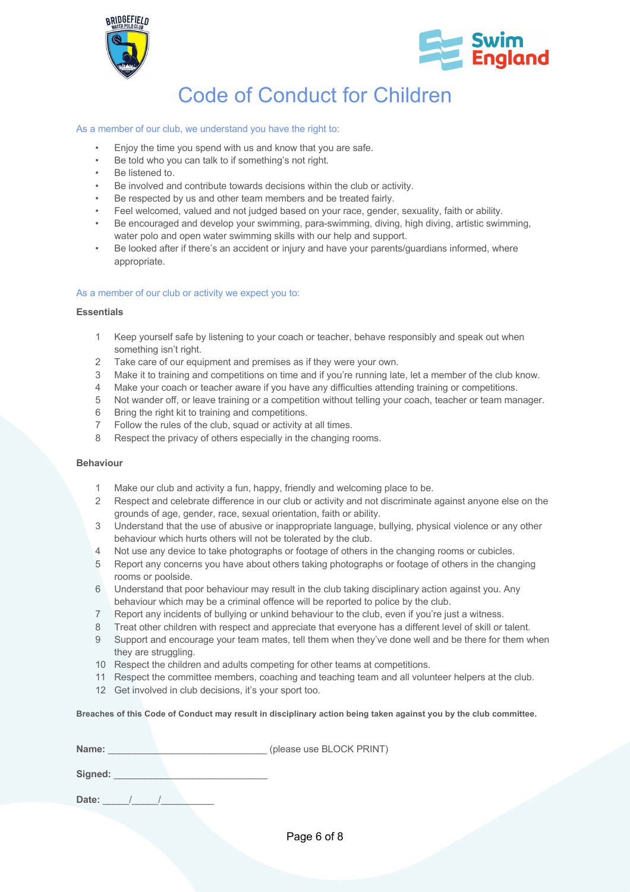# Code of Conduct for Children

As a member of our club, we understand you have the right to:

- Enjoy the time you spend with us and know that you are safe.
- Be told who you can talk to if something's not right.
- Be listened to.
- Be involved and contribute towards decisions within the club or activity.
- Be respected by us and other team members and be treated fairly.
- Feel welcomed, valued and not judged based on your race, gender, sexuality, faith or ability.
- Be encouraged and develop your swimming, para-swimming, diving, high diving, artistic swimming, water polo and open water swimming skills with our help and support.
- Be looked after if there's an accident or injury and have your parents/guardians informed, where appropriate.

As a member of our club or activity we expect you to:

**Essentials**

1. Keep yourself safe by listening to your coach or teacher, behave responsibly and speak out when something isn't right.
2. Take care of our equipment and premises as if they were your own.
3. Make it to training and competitions on time and if you're running late, let a member of the club know.
4. Make your coach or teacher aware if you have any difficulties attending training or competitions.
5. Not wander off, or leave training or a competition without telling your coach, teacher or team manager.
6. Bring the right kit to training and competitions.
7. Follow the rules of the club, squad or activity at all times.
8. Respect the privacy of others especially in the changing rooms.

**Behaviour**

1. Make our club and activity a fun, happy, friendly and welcoming place to be.
2. Respect and celebrate difference in our club or activity and not discriminate against anyone else on the grounds of age, gender, race, sexual orientation, faith or ability.
3. Understand that the use of abusive or inappropriate language, bullying, physical violence or any other behaviour which hurts others will not be tolerated by the club.
4. Not use any device to take photographs or footage of others in the changing rooms or cubicles.
5. Report any concerns you have about others taking photographs or footage of others in the changing rooms or poolside.
6. Understand that poor behaviour may result in the club taking disciplinary action against you. Any behaviour which may be a criminal offence will be reported to police by the club.
7. Report any incidents of bullying or unkind behaviour to the club, even if you're just a witness.
8. Treat other children with respect and appreciate that everyone has a different level of skill or talent.
9. Support and encourage your team mates, tell them when they've done well and be there for them when they are struggling.
10. Respect the children and adults competing for other teams at competitions.
11. Respect the committee members, coaching and teaching team and all volunteer helpers at the club.
12. Get involved in club decisions, it's your sport too.

**Breaches of this Code of Conduct may result in disciplinary action being taken against you by the club committee.**

**Name:** ______________________________ (please use BLOCK PRINT)

**Signed:** ______________________________

**Date:** _____/_____/__________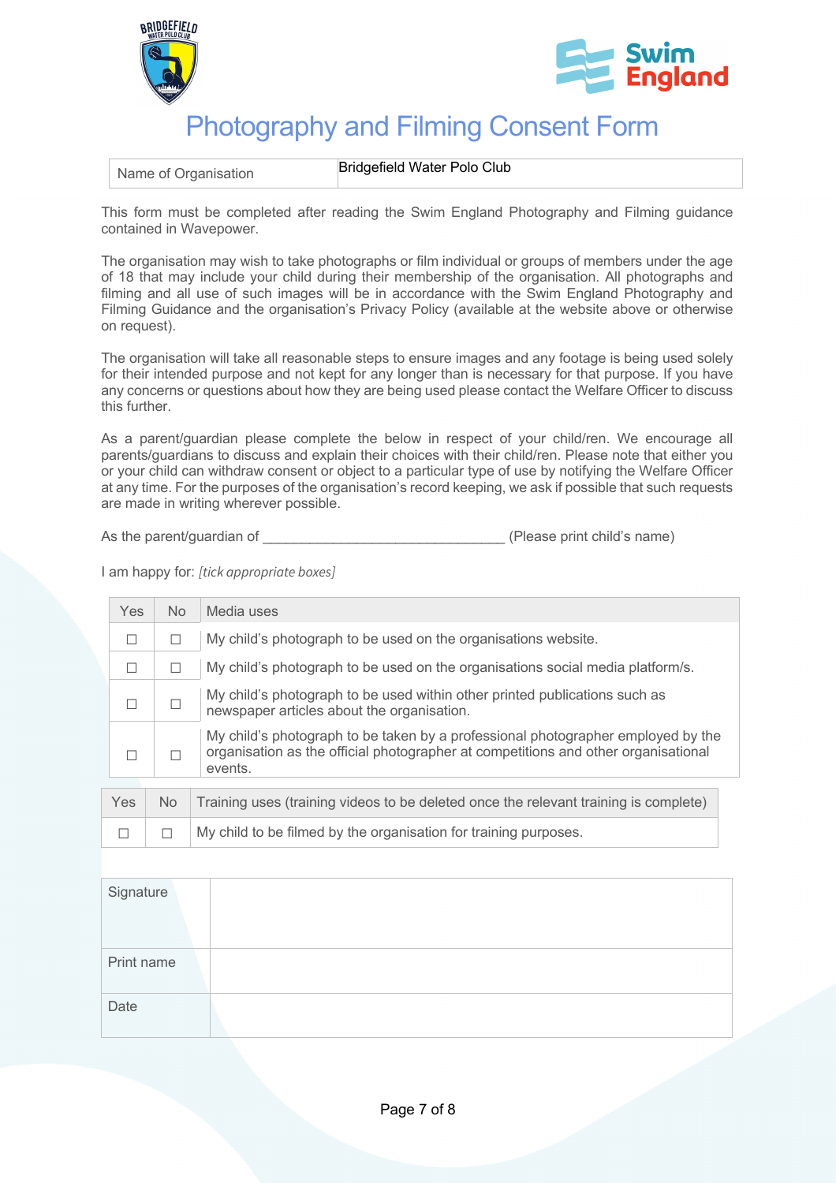# Photography and Filming Consent Form

| Name of Organisation | Bridgefield Water Polo Club |
|---|---|

This form must be completed after reading the Swim England Photography and Filming guidance contained in Wavepower.

The organisation may wish to take photographs or film individual or groups of members under the age of 18 that may include your child during their membership of the organisation. All photographs and filming and all use of such images will be in accordance with the Swim England Photography and Filming Guidance and the organisation's Privacy Policy (available at the website above or otherwise on request).

The organisation will take all reasonable steps to ensure images and any footage is being used solely for their intended purpose and not kept for any longer than is necessary for that purpose. If you have any concerns or questions about how they are being used please contact the Welfare Officer to discuss this further.

As a parent/guardian please complete the below in respect of your child/ren. We encourage all parents/guardians to discuss and explain their choices with their child/ren. Please note that either you or your child can withdraw consent or object to a particular type of use by notifying the Welfare Officer at any time. For the purposes of the organisation's record keeping, we ask if possible that such requests are made in writing wherever possible.

As the parent/guardian of _______________________________ (Please print child's name)

I am happy for: *[tick appropriate boxes]*

| Yes | No | Media uses |
|---|---|---|
| ☐ | ☐ | My child's photograph to be used on the organisations website. |
| ☐ | ☐ | My child's photograph to be used on the organisations social media platform/s. |
| ☐ | ☐ | My child's photograph to be used within other printed publications such as newspaper articles about the organisation. |
| ☐ | ☐ | My child's photograph to be taken by a professional photographer employed by the organisation as the official photographer at competitions and other organisational events. |

| Yes | No | Training uses (training videos to be deleted once the relevant training is complete) |
|---|---|---|
| ☐ | ☐ | My child to be filmed by the organisation for training purposes. |

| Signature | |
|---|---|
| Print name | |
| Date | |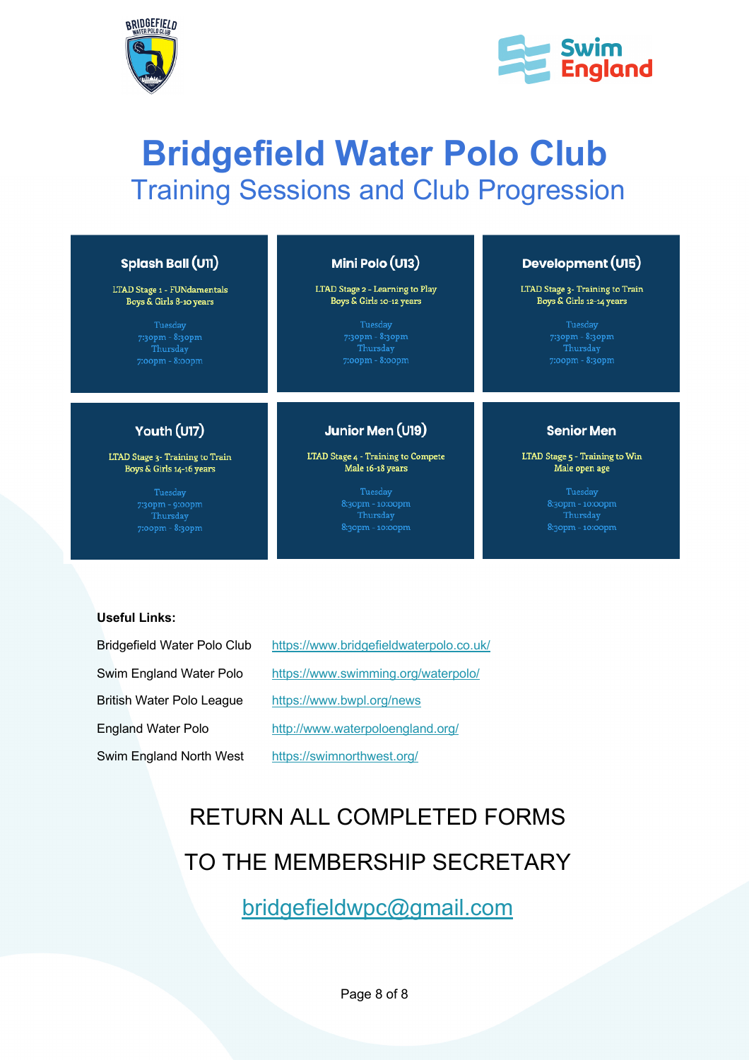# Bridgefield Water Polo Club

## Training Sessions and Club Progression

### Splash Ball (U11)

LTAD Stage 1 - FUNdamentals
Boys & Girls 8-10 years

Tuesday
7:30pm - 8:30pm
Thursday
7:00pm - 8:00pm

### Mini Polo (U13)

LTAD Stage 2 - Learning to Play
Boys & Girls 10-12 years

Tuesday
7:30pm - 8:30pm
Thursday
7:00pm - 8:00pm

### Development (U15)

LTAD Stage 3- Training to Train
Boys & Girls 12-14 years

Tuesday
7:30pm - 8:30pm
Thursday
7:00pm - 8:30pm

### Youth (U17)

LTAD Stage 3- Training to Train
Boys & Girls 14-16 years

Tuesday
7:30pm - 9:00pm
Thursday
7:00pm - 8:30pm

### Junior Men (U19)

LTAD Stage 4 - Training to Compete
Male 16-18 years

Tuesday
8:30pm - 10:00pm
Thursday
8:30pm - 10:00pm

### Senior Men

LTAD Stage 5 - Training to Win
Male open age

Tuesday
8:30pm - 10:00pm
Thursday
8:30pm - 10:00pm

**Useful Links:**

| | |
|---|---|
| Bridgefield Water Polo Club | https://www.bridgefieldwaterpolo.co.uk/ |
| Swim England Water Polo | https://www.swimming.org/waterpolo/ |
| British Water Polo League | https://www.bwpl.org/news |
| England Water Polo | http://www.waterpoloengland.org/ |
| Swim England North West | https://swimnorthwest.org/ |

RETURN ALL COMPLETED FORMS

TO THE MEMBERSHIP SECRETARY

bridgefieldwpc@gmail.com